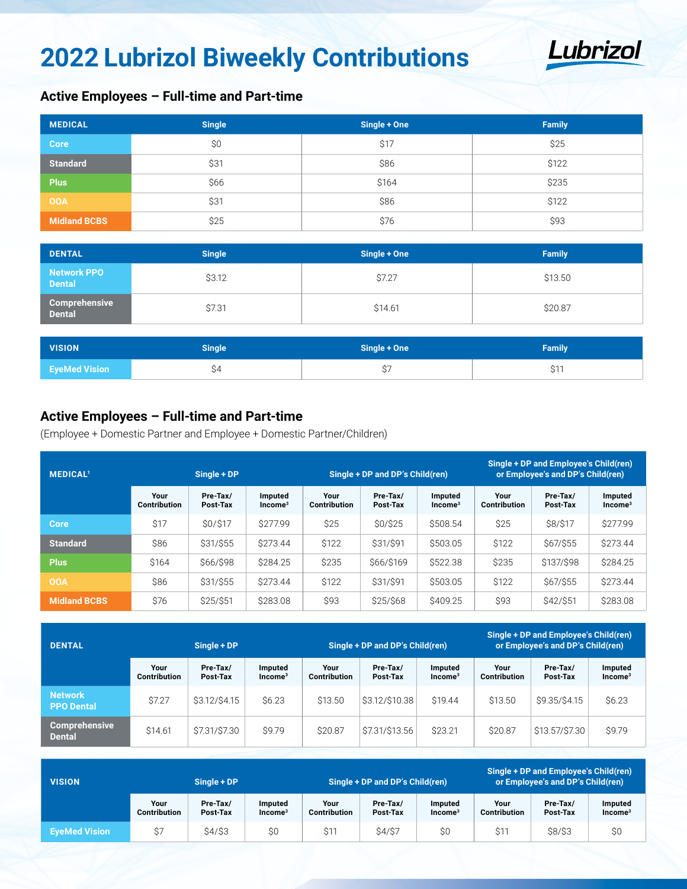# 2022 Lubrizol Biweekly Contributions

## Active Employees – Full-time and Part-time

| MEDICAL | Single | Single + One | Family |
|---|---|---|---|
| Core | $0 | $17 | $25 |
| Standard | $31 | $86 | $122 |
| Plus | $66 | $164 | $235 |
| OOA | $31 | $86 | $122 |
| Midland BCBS | $25 | $76 | $93 |

| DENTAL | Single | Single + One | Family |
|---|---|---|---|
| Network PPO Dental | $3.12 | $7.27 | $13.50 |
| Comprehensive Dental | $7.31 | $14.61 | $20.87 |

| VISION | Single | Single + One | Family |
|---|---|---|---|
| EyeMed Vision | $4 | $7 | $11 |

## Active Employees – Full-time and Part-time

(Employee + Domestic Partner and Employee + Domestic Partner/Children)

| MEDICAL[1] | Single + DP | | | Single + DP and DP's Child(ren) | | | Single + DP and Employee's Child(ren) or Employee's and DP's Child(ren) | | |
|---|---|---|---|---|---|---|---|---|---|
| | Your Contribution | Pre-Tax/ Post-Tax | Imputed Income[3] | Your Contribution | Pre-Tax/ Post-Tax | Imputed Income[3] | Your Contribution | Pre-Tax/ Post-Tax | Imputed Income[3] |
| Core | $17 | $0/$17 | $277.99 | $25 | $0/$25 | $508.54 | $25 | $8/$17 | $277.99 |
| Standard | $86 | $31/$55 | $273.44 | $122 | $31/$91 | $503.05 | $122 | $67/$55 | $273.44 |
| Plus | $164 | $66/$98 | $284.25 | $235 | $66/$169 | $522.38 | $235 | $137/$98 | $284.25 |
| OOA | $86 | $31/$55 | $273.44 | $122 | $31/$91 | $503.05 | $122 | $67/$55 | $273.44 |
| Midland BCBS | $76 | $25/$51 | $283.08 | $93 | $25/$68 | $409.25 | $93 | $42/$51 | $283.08 |

| DENTAL | Single + DP | | | Single + DP and DP's Child(ren) | | | Single + DP and Employee's Child(ren) or Employee's and DP's Child(ren) | | |
|---|---|---|---|---|---|---|---|---|---|
| | Your Contribution | Pre-Tax/ Post-Tax | Imputed Income[3] | Your Contribution | Pre-Tax/ Post-Tax | Imputed Income[3] | Your Contribution | Pre-Tax/ Post-Tax | Imputed Income[3] |
| Network PPO Dental | $7.27 | $3.12/$4.15 | $6.23 | $13.50 | $3.12/$10.38 | $19.44 | $13.50 | $9.35/$4.15 | $6.23 |
| Comprehensive Dental | $14.61 | $7.31/$7.30 | $9.79 | $20.87 | $7.31/$13.56 | $23.21 | $20.87 | $13.57/$7.30 | $9.79 |

| VISION | Single + DP | | | Single + DP and DP's Child(ren) | | | Single + DP and Employee's Child(ren) or Employee's and DP's Child(ren) | | |
|---|---|---|---|---|---|---|---|---|---|
| | Your Contribution | Pre-Tax/ Post-Tax | Imputed Income[3] | Your Contribution | Pre-Tax/ Post-Tax | Imputed Income[3] | Your Contribution | Pre-Tax/ Post-Tax | Imputed Income[3] |
| EyeMed Vision | $7 | $4/$3 | $0 | $11 | $4/$7 | $0 | $11 | $8/$3 | $0 |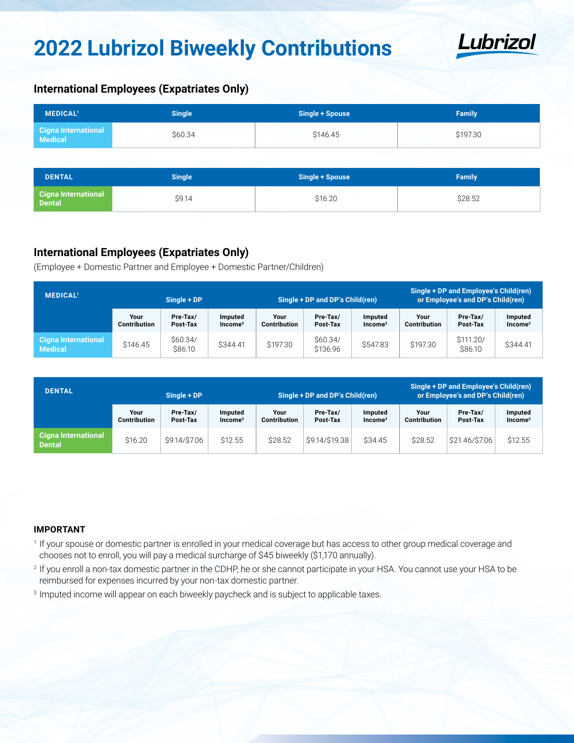# 2022 Lubrizol Biweekly Contributions

Lubrizol

## International Employees (Expatriates Only)

| MEDICAL[1] | Single | Single + Spouse | Family |
|---|---|---|---|
| Cigna International Medical | $60.34 | $146.45 | $197.30 |

| DENTAL | Single | Single + Spouse | Family |
|---|---|---|---|
| Cigna International Dental | $9.14 | $16.20 | $28.52 |

## International Employees (Expatriates Only)

(Employee + Domestic Partner and Employee + Domestic Partner/Children)

| MEDICAL[1] | Single + DP | | | Single + DP and DP's Child(ren) | | | Single + DP and Employee's Child(ren) or Employee's and DP's Child(ren) | | |
|---|---|---|---|---|---|---|---|---|---|
| | Your Contribution | Pre-Tax/ Post-Tax | Imputed Income[3] | Your Contribution | Pre-Tax/ Post-Tax | Imputed Income[3] | Your Contribution | Pre-Tax/ Post-Tax | Imputed Income[3] |
| Cigna International Medical | $146.45 | $60.34/ $86.10 | $344.41 | $197.30 | $60.34/ $136.96 | $547.83 | $197.30 | $111.20/ $86.10 | $344.41 |

| DENTAL | Single + DP | | | Single + DP and DP's Child(ren) | | | Single + DP and Employee's Child(ren) or Employee's and DP's Child(ren) | | |
|---|---|---|---|---|---|---|---|---|---|
| | Your Contribution | Pre-Tax/ Post-Tax | Imputed Income[3] | Your Contribution | Pre-Tax/ Post-Tax | Imputed Income[3] | Your Contribution | Pre-Tax/ Post-Tax | Imputed Income[3] |
| Cigna International Dental | $16.20 | $9.14/$7.06 | $12.55 | $28.52 | $9.14/$19.38 | $34.45 | $28.52 | $21.46/$7.06 | $12.55 |

**IMPORTANT**

[1] If your spouse or domestic partner is enrolled in your medical coverage but has access to other group medical coverage and chooses not to enroll, you will pay a medical surcharge of $45 biweekly ($1,170 annually).

[2] If you enroll a non-tax domestic partner in the CDHP, he or she cannot participate in your HSA. You cannot use your HSA to be reimbursed for expenses incurred by your non-tax domestic partner.

[3] Imputed income will appear on each biweekly paycheck and is subject to applicable taxes.